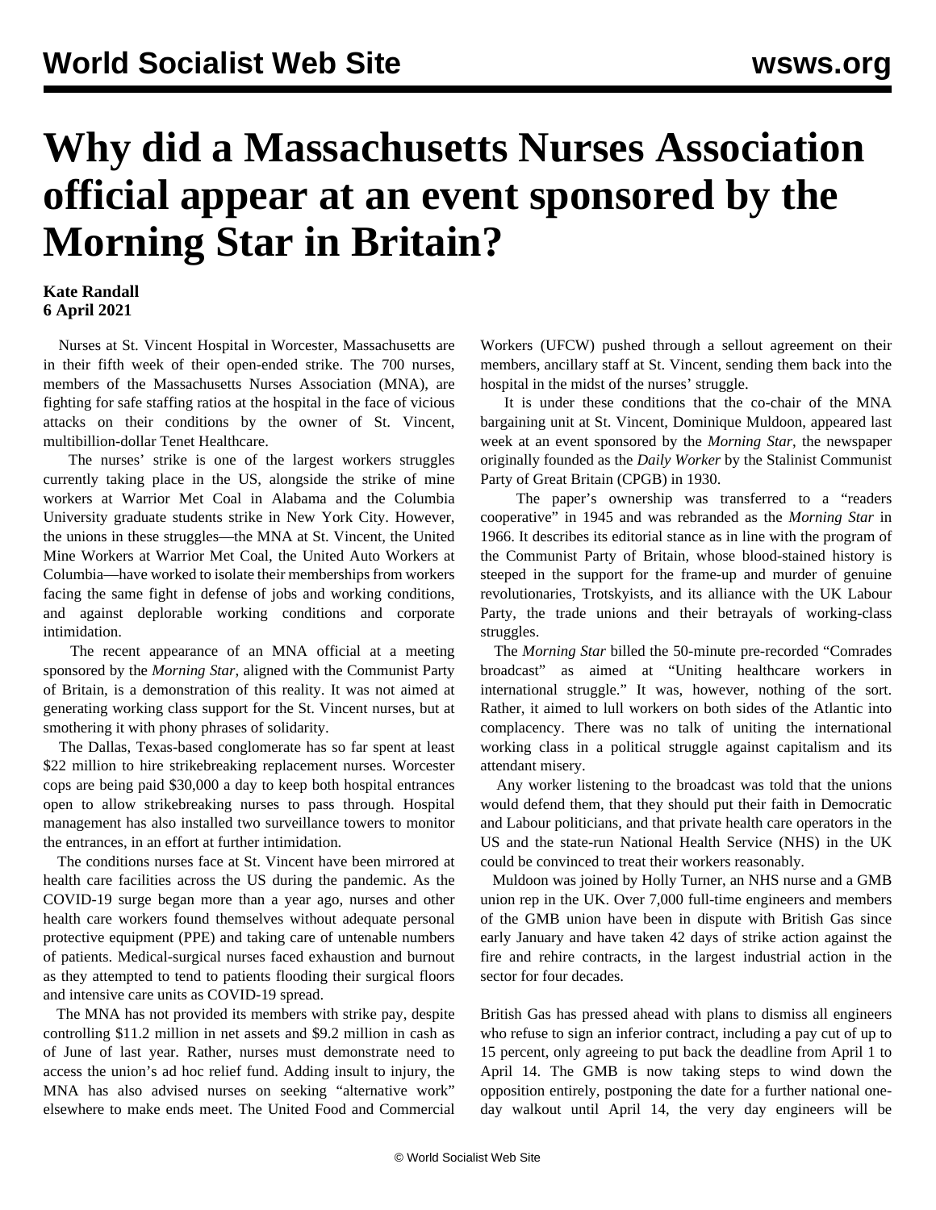# Why did a Massachusetts Nurses Association official appear at an event sponsored by the Morning Star in Britain?

**Kate Randall**
**6 April 2021**

Nurses at St. Vincent Hospital in Worcester, Massachusetts are in their fifth week of their open-ended strike. The 700 nurses, members of the Massachusetts Nurses Association (MNA), are fighting for safe staffing ratios at the hospital in the face of vicious attacks on their conditions by the owner of St. Vincent, multibillion-dollar Tenet Healthcare.

The nurses' strike is one of the largest workers struggles currently taking place in the US, alongside the strike of mine workers at Warrior Met Coal in Alabama and the Columbia University graduate students strike in New York City. However, the unions in these struggles—the MNA at St. Vincent, the United Mine Workers at Warrior Met Coal, the United Auto Workers at Columbia—have worked to isolate their memberships from workers facing the same fight in defense of jobs and working conditions, and against deplorable working conditions and corporate intimidation.

The recent appearance of an MNA official at a meeting sponsored by the *Morning Star*, aligned with the Communist Party of Britain, is a demonstration of this reality. It was not aimed at generating working class support for the St. Vincent nurses, but at smothering it with phony phrases of solidarity.

The Dallas, Texas-based conglomerate has so far spent at least $22 million to hire strikebreaking replacement nurses. Worcester cops are being paid $30,000 a day to keep both hospital entrances open to allow strikebreaking nurses to pass through. Hospital management has also installed two surveillance towers to monitor the entrances, in an effort at further intimidation.

The conditions nurses face at St. Vincent have been mirrored at health care facilities across the US during the pandemic. As the COVID-19 surge began more than a year ago, nurses and other health care workers found themselves without adequate personal protective equipment (PPE) and taking care of untenable numbers of patients. Medical-surgical nurses faced exhaustion and burnout as they attempted to tend to patients flooding their surgical floors and intensive care units as COVID-19 spread.

The MNA has not provided its members with strike pay, despite controlling $11.2 million in net assets and $9.2 million in cash as of June of last year. Rather, nurses must demonstrate need to access the union's ad hoc relief fund. Adding insult to injury, the MNA has also advised nurses on seeking "alternative work" elsewhere to make ends meet. The United Food and Commercial Workers (UFCW) pushed through a sellout agreement on their members, ancillary staff at St. Vincent, sending them back into the hospital in the midst of the nurses' struggle.

It is under these conditions that the co-chair of the MNA bargaining unit at St. Vincent, Dominique Muldoon, appeared last week at an event sponsored by the *Morning Star*, the newspaper originally founded as the *Daily Worker* by the Stalinist Communist Party of Great Britain (CPGB) in 1930.

The paper's ownership was transferred to a "readers cooperative" in 1945 and was rebranded as the *Morning Star* in 1966. It describes its editorial stance as in line with the program of the Communist Party of Britain, whose blood-stained history is steeped in the support for the frame-up and murder of genuine revolutionaries, Trotskyists, and its alliance with the UK Labour Party, the trade unions and their betrayals of working-class struggles.

The *Morning Star* billed the 50-minute pre-recorded "Comrades broadcast" as aimed at "Uniting healthcare workers in international struggle." It was, however, nothing of the sort. Rather, it aimed to lull workers on both sides of the Atlantic into complacency. There was no talk of uniting the international working class in a political struggle against capitalism and its attendant misery.

Any worker listening to the broadcast was told that the unions would defend them, that they should put their faith in Democratic and Labour politicians, and that private health care operators in the US and the state-run National Health Service (NHS) in the UK could be convinced to treat their workers reasonably.

Muldoon was joined by Holly Turner, an NHS nurse and a GMB union rep in the UK. Over 7,000 full-time engineers and members of the GMB union have been in dispute with British Gas since early January and have taken 42 days of strike action against the fire and rehire contracts, in the largest industrial action in the sector for four decades.

British Gas has pressed ahead with plans to dismiss all engineers who refuse to sign an inferior contract, including a pay cut of up to 15 percent, only agreeing to put back the deadline from April 1 to April 14. The GMB is now taking steps to wind down the opposition entirely, postponing the date for a further national one-day walkout until April 14, the very day engineers will be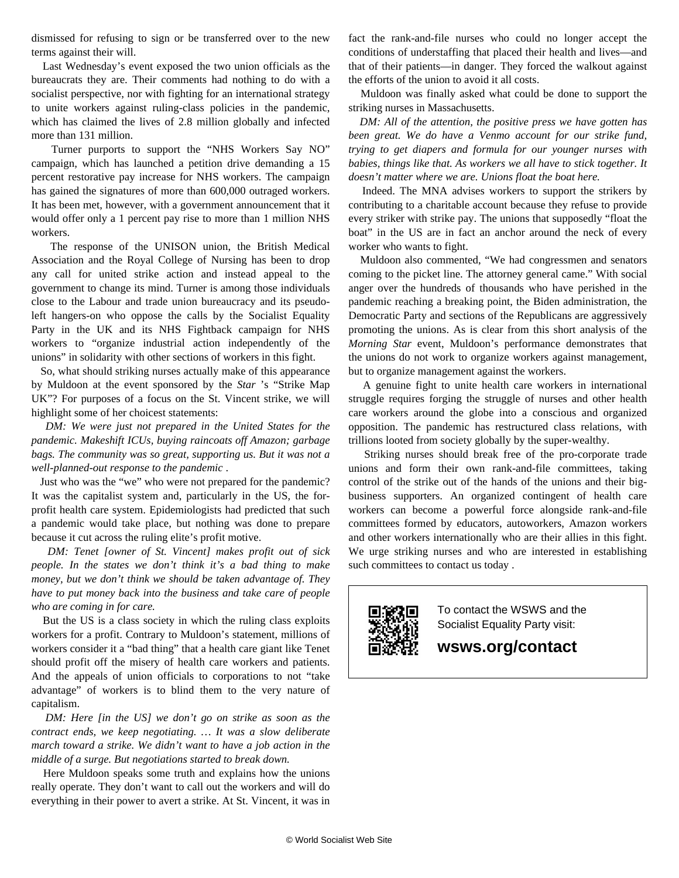dismissed for refusing to sign or be transferred over to the new terms against their will.

Last Wednesday's event exposed the two union officials as the bureaucrats they are. Their comments had nothing to do with a socialist perspective, nor with fighting for an international strategy to unite workers against ruling-class policies in the pandemic, which has claimed the lives of 2.8 million globally and infected more than 131 million.

Turner purports to support the "NHS Workers Say NO" campaign, which has launched a petition drive demanding a 15 percent restorative pay increase for NHS workers. The campaign has gained the signatures of more than 600,000 outraged workers. It has been met, however, with a government announcement that it would offer only a 1 percent pay rise to more than 1 million NHS workers.

The response of the UNISON union, the British Medical Association and the Royal College of Nursing has been to drop any call for united strike action and instead appeal to the government to change its mind. Turner is among those individuals close to the Labour and trade union bureaucracy and its pseudo-left hangers-on who oppose the calls by the Socialist Equality Party in the UK and its NHS Fightback campaign for NHS workers to "organize industrial action independently of the unions" in solidarity with other sections of workers in this fight.

So, what should striking nurses actually make of this appearance by Muldoon at the event sponsored by the *Star* 's "Strike Map UK"? For purposes of a focus on the St. Vincent strike, we will highlight some of her choicest statements:

*DM: We were just not prepared in the United States for the pandemic. Makeshift ICUs, buying raincoats off Amazon; garbage bags. The community was so great, supporting us. But it was not a well-planned-out response to the pandemic .*

Just who was the "we" who were not prepared for the pandemic? It was the capitalist system and, particularly in the US, the for-profit health care system. Epidemiologists had predicted that such a pandemic would take place, but nothing was done to prepare because it cut across the ruling elite's profit motive.

*DM: Tenet [owner of St. Vincent] makes profit out of sick people. In the states we don't think it's a bad thing to make money, but we don't think we should be taken advantage of. They have to put money back into the business and take care of people who are coming in for care.*

But the US is a class society in which the ruling class exploits workers for a profit. Contrary to Muldoon's statement, millions of workers consider it a "bad thing" that a health care giant like Tenet should profit off the misery of health care workers and patients. And the appeals of union officials to corporations to not "take advantage" of workers is to blind them to the very nature of capitalism.

*DM: Here [in the US] we don't go on strike as soon as the contract ends, we keep negotiating. … It was a slow deliberate march toward a strike. We didn't want to have a job action in the middle of a surge. But negotiations started to break down.*

Here Muldoon speaks some truth and explains how the unions really operate. They don't want to call out the workers and will do everything in their power to avert a strike. At St. Vincent, it was in fact the rank-and-file nurses who could no longer accept the conditions of understaffing that placed their health and lives—and that of their patients—in danger. They forced the walkout against the efforts of the union to avoid it all costs.

Muldoon was finally asked what could be done to support the striking nurses in Massachusetts.

*DM: All of the attention, the positive press we have gotten has been great. We do have a Venmo account for our strike fund, trying to get diapers and formula for our younger nurses with babies, things like that. As workers we all have to stick together. It doesn't matter where we are. Unions float the boat here.*

Indeed. The MNA advises workers to support the strikers by contributing to a charitable account because they refuse to provide every striker with strike pay. The unions that supposedly "float the boat" in the US are in fact an anchor around the neck of every worker who wants to fight.

Muldoon also commented, "We had congressmen and senators coming to the picket line. The attorney general came." With social anger over the hundreds of thousands who have perished in the pandemic reaching a breaking point, the Biden administration, the Democratic Party and sections of the Republicans are aggressively promoting the unions. As is clear from this short analysis of the *Morning Star* event, Muldoon's performance demonstrates that the unions do not work to organize workers against management, but to organize management against the workers.

A genuine fight to unite health care workers in international struggle requires forging the struggle of nurses and other health care workers around the globe into a conscious and organized opposition. The pandemic has restructured class relations, with trillions looted from society globally by the super-wealthy.

Striking nurses should break free of the pro-corporate trade unions and form their own rank-and-file committees, taking control of the strike out of the hands of the unions and their big-business supporters. An organized contingent of health care workers can become a powerful force alongside rank-and-file committees formed by educators, autoworkers, Amazon workers and other workers internationally who are their allies in this fight. We urge striking nurses and who are interested in establishing such committees to contact us today .

To contact the WSWS and the Socialist Equality Party visit:

**wsws.org/contact**